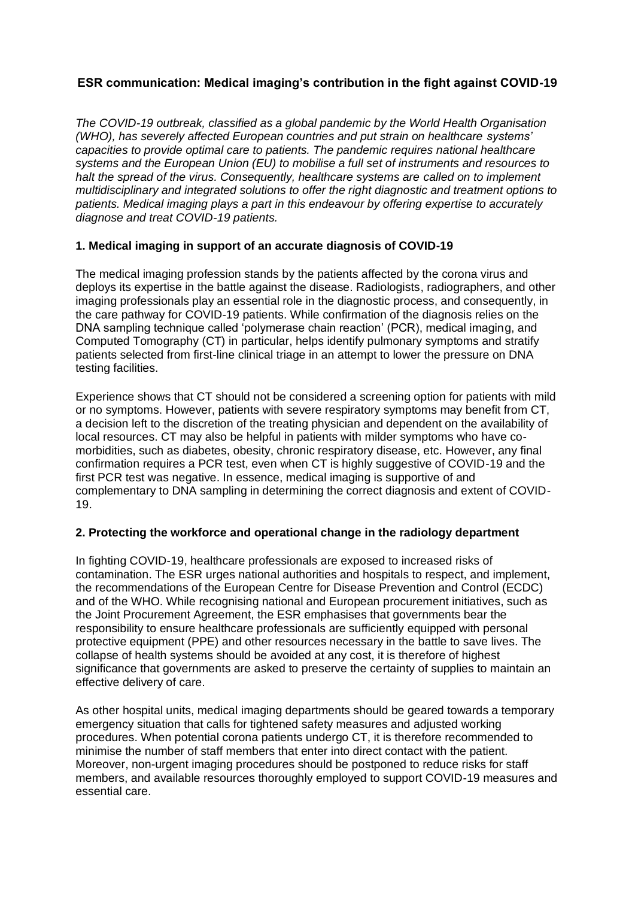# ESR communication: Medical imaging's contribution in the fight against COVID-19

*The COVID-19 outbreak, classified as a global pandemic by the World Health Organisation (WHO), has severely affected European countries and put strain on healthcare systems' capacities to provide optimal care to patients. The pandemic requires national healthcare systems and the European Union (EU) to mobilise a full set of instruments and resources to halt the spread of the virus. Consequently, healthcare systems are called on to implement multidisciplinary and integrated solutions to offer the right diagnostic and treatment options to patients. Medical imaging plays a part in this endeavour by offering expertise to accurately diagnose and treat COVID-19 patients.*

## 1. Medical imaging in support of an accurate diagnosis of COVID-19

The medical imaging profession stands by the patients affected by the corona virus and deploys its expertise in the battle against the disease. Radiologists, radiographers, and other imaging professionals play an essential role in the diagnostic process, and consequently, in the care pathway for COVID-19 patients. While confirmation of the diagnosis relies on the DNA sampling technique called 'polymerase chain reaction' (PCR), medical imaging, and Computed Tomography (CT) in particular, helps identify pulmonary symptoms and stratify patients selected from first-line clinical triage in an attempt to lower the pressure on DNA testing facilities.

Experience shows that CT should not be considered a screening option for patients with mild or no symptoms. However, patients with severe respiratory symptoms may benefit from CT, a decision left to the discretion of the treating physician and dependent on the availability of local resources. CT may also be helpful in patients with milder symptoms who have co-morbidities, such as diabetes, obesity, chronic respiratory disease, etc. However, any final confirmation requires a PCR test, even when CT is highly suggestive of COVID-19 and the first PCR test was negative. In essence, medical imaging is supportive of and complementary to DNA sampling in determining the correct diagnosis and extent of COVID-19.

## 2. Protecting the workforce and operational change in the radiology department

In fighting COVID-19, healthcare professionals are exposed to increased risks of contamination. The ESR urges national authorities and hospitals to respect, and implement, the recommendations of the European Centre for Disease Prevention and Control (ECDC) and of the WHO. While recognising national and European procurement initiatives, such as the Joint Procurement Agreement, the ESR emphasises that governments bear the responsibility to ensure healthcare professionals are sufficiently equipped with personal protective equipment (PPE) and other resources necessary in the battle to save lives. The collapse of health systems should be avoided at any cost, it is therefore of highest significance that governments are asked to preserve the certainty of supplies to maintain an effective delivery of care.

As other hospital units, medical imaging departments should be geared towards a temporary emergency situation that calls for tightened safety measures and adjusted working procedures. When potential corona patients undergo CT, it is therefore recommended to minimise the number of staff members that enter into direct contact with the patient. Moreover, non-urgent imaging procedures should be postponed to reduce risks for staff members, and available resources thoroughly employed to support COVID-19 measures and essential care.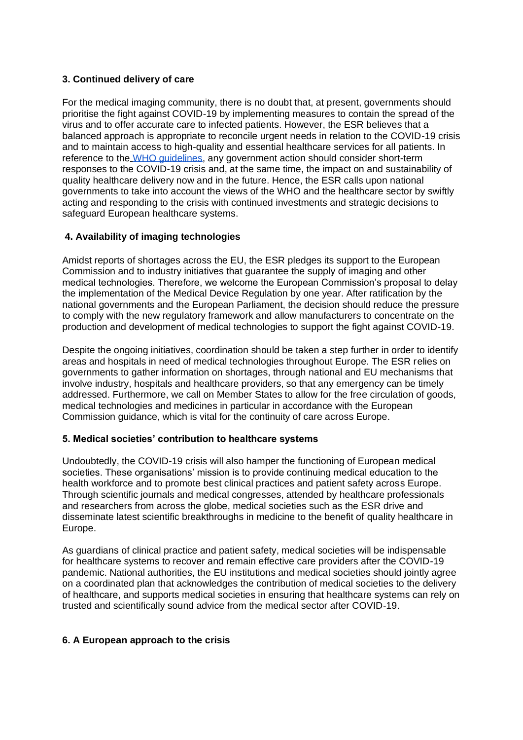### 3. Continued delivery of care

For the medical imaging community, there is no doubt that, at present, governments should prioritise the fight against COVID-19 by implementing measures to contain the spread of the virus and to offer accurate care to infected patients. However, the ESR believes that a balanced approach is appropriate to reconcile urgent needs in relation to the COVID-19 crisis and to maintain access to high-quality and essential healthcare services for all patients. In reference to the WHO guidelines, any government action should consider short-term responses to the COVID-19 crisis and, at the same time, the impact on and sustainability of quality healthcare delivery now and in the future. Hence, the ESR calls upon national governments to take into account the views of the WHO and the healthcare sector by swiftly acting and responding to the crisis with continued investments and strategic decisions to safeguard European healthcare systems.

### 4. Availability of imaging technologies

Amidst reports of shortages across the EU, the ESR pledges its support to the European Commission and to industry initiatives that guarantee the supply of imaging and other medical technologies. Therefore, we welcome the European Commission's proposal to delay the implementation of the Medical Device Regulation by one year. After ratification by the national governments and the European Parliament, the decision should reduce the pressure to comply with the new regulatory framework and allow manufacturers to concentrate on the production and development of medical technologies to support the fight against COVID-19.

Despite the ongoing initiatives, coordination should be taken a step further in order to identify areas and hospitals in need of medical technologies throughout Europe. The ESR relies on governments to gather information on shortages, through national and EU mechanisms that involve industry, hospitals and healthcare providers, so that any emergency can be timely addressed. Furthermore, we call on Member States to allow for the free circulation of goods, medical technologies and medicines in particular in accordance with the European Commission guidance, which is vital for the continuity of care across Europe.

### 5. Medical societies' contribution to healthcare systems

Undoubtedly, the COVID-19 crisis will also hamper the functioning of European medical societies. These organisations' mission is to provide continuing medical education to the health workforce and to promote best clinical practices and patient safety across Europe. Through scientific journals and medical congresses, attended by healthcare professionals and researchers from across the globe, medical societies such as the ESR drive and disseminate latest scientific breakthroughs in medicine to the benefit of quality healthcare in Europe.

As guardians of clinical practice and patient safety, medical societies will be indispensable for healthcare systems to recover and remain effective care providers after the COVID-19 pandemic. National authorities, the EU institutions and medical societies should jointly agree on a coordinated plan that acknowledges the contribution of medical societies to the delivery of healthcare, and supports medical societies in ensuring that healthcare systems can rely on trusted and scientifically sound advice from the medical sector after COVID-19.

### 6. A European approach to the crisis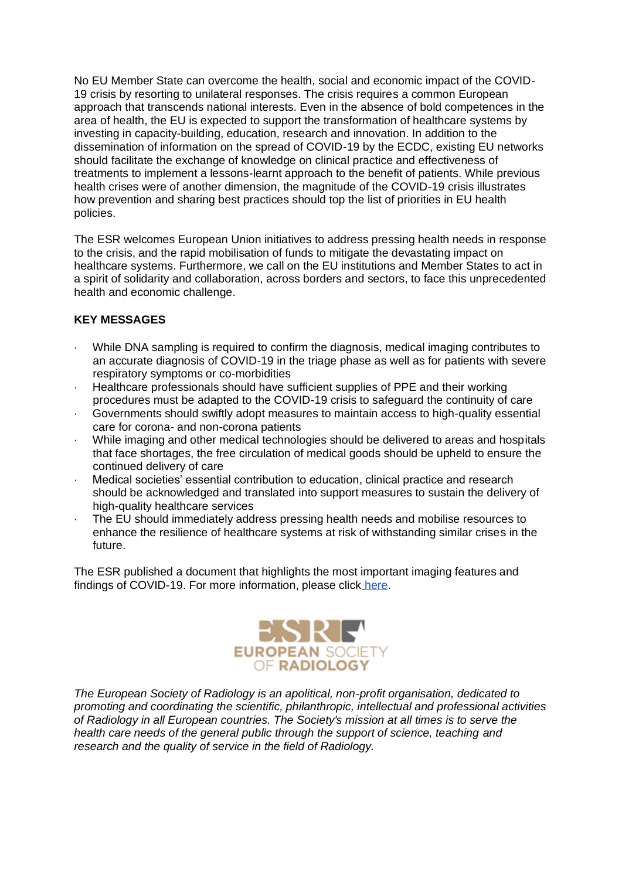No EU Member State can overcome the health, social and economic impact of the COVID-19 crisis by resorting to unilateral responses. The crisis requires a common European approach that transcends national interests. Even in the absence of bold competences in the area of health, the EU is expected to support the transformation of healthcare systems by investing in capacity-building, education, research and innovation. In addition to the dissemination of information on the spread of COVID-19 by the ECDC, existing EU networks should facilitate the exchange of knowledge on clinical practice and effectiveness of treatments to implement a lessons-learnt approach to the benefit of patients. While previous health crises were of another dimension, the magnitude of the COVID-19 crisis illustrates how prevention and sharing best practices should top the list of priorities in EU health policies.

The ESR welcomes European Union initiatives to address pressing health needs in response to the crisis, and the rapid mobilisation of funds to mitigate the devastating impact on healthcare systems. Furthermore, we call on the EU institutions and Member States to act in a spirit of solidarity and collaboration, across borders and sectors, to face this unprecedented health and economic challenge.

**KEY MESSAGES**

- While DNA sampling is required to confirm the diagnosis, medical imaging contributes to an accurate diagnosis of COVID-19 in the triage phase as well as for patients with severe respiratory symptoms or co-morbidities
- Healthcare professionals should have sufficient supplies of PPE and their working procedures must be adapted to the COVID-19 crisis to safeguard the continuity of care
- Governments should swiftly adopt measures to maintain access to high-quality essential care for corona- and non-corona patients
- While imaging and other medical technologies should be delivered to areas and hospitals that face shortages, the free circulation of medical goods should be upheld to ensure the continued delivery of care
- Medical societies' essential contribution to education, clinical practice and research should be acknowledged and translated into support measures to sustain the delivery of high-quality healthcare services
- The EU should immediately address pressing health needs and mobilise resources to enhance the resilience of healthcare systems at risk of withstanding similar crises in the future.

The ESR published a document that highlights the most important imaging features and findings of COVID-19. For more information, please click here.

ESR
EUROPEAN SOCIETY
OF RADIOLOGY

*The European Society of Radiology is an apolitical, non-profit organisation, dedicated to promoting and coordinating the scientific, philanthropic, intellectual and professional activities of Radiology in all European countries. The Society's mission at all times is to serve the health care needs of the general public through the support of science, teaching and research and the quality of service in the field of Radiology.*